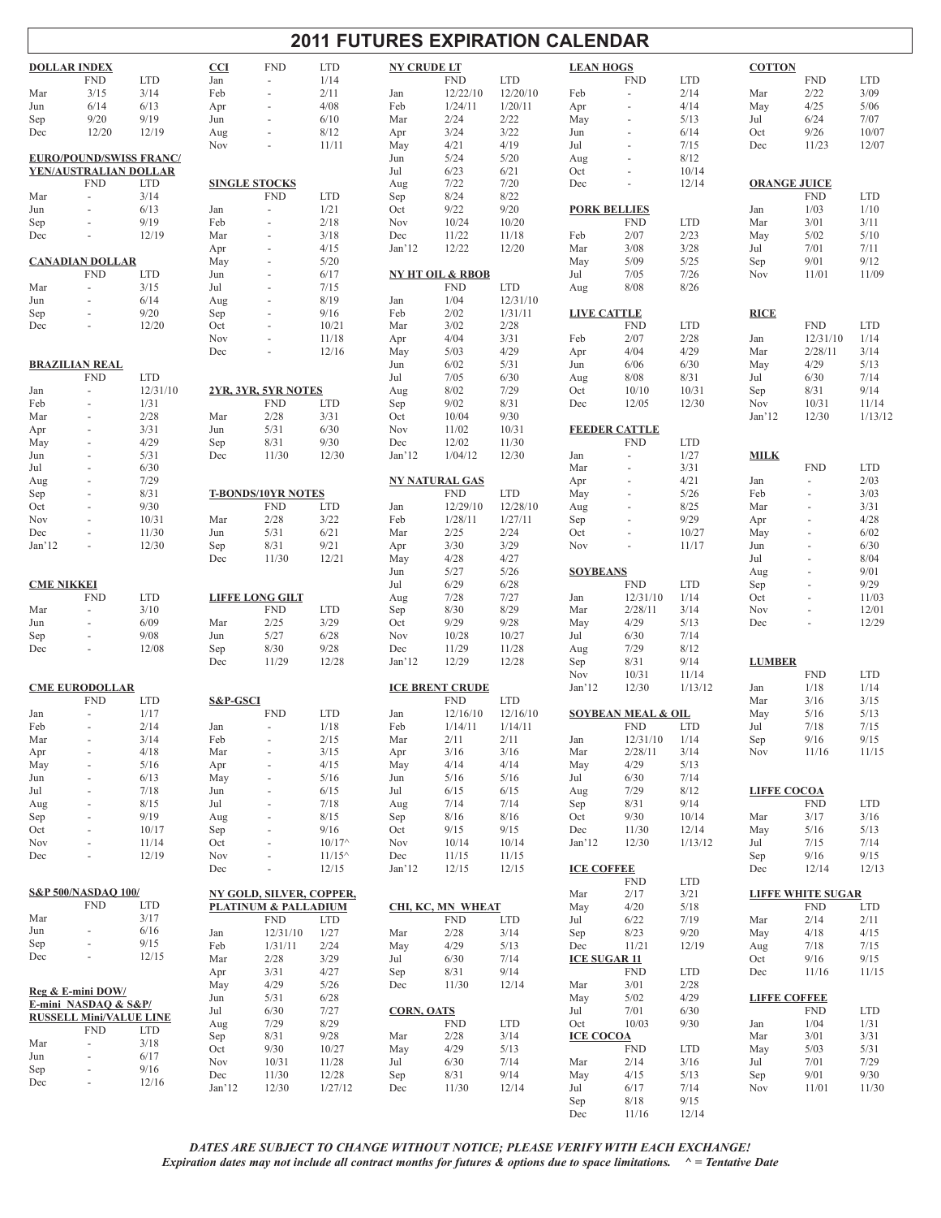# 2011 FUTURES EXPIRATION CALENDAR

### DOLLAR INDEX

| | FND | LTD |
|---|---|---|
| Mar | 3/15 | 3/14 |
| Jun | 6/14 | 6/13 |
| Sep | 9/20 | 9/19 |
| Dec | 12/20 | 12/19 |

### EURO/POUND/SWISS FRANC/ YEN/AUSTRALIAN DOLLAR

| | FND | LTD |
|---|---|---|
| Mar | - | 3/14 |
| Jun | - | 6/13 |
| Sep | - | 9/19 |
| Dec | - | 12/19 |

### CANADIAN DOLLAR

| | FND | LTD |
|---|---|---|
| Mar | - | 3/15 |
| Jun | - | 6/14 |
| Sep | - | 9/20 |
| Dec | - | 12/20 |

### BRAZILIAN REAL

| | FND | LTD |
|---|---|---|
| Jan | - | 12/31/10 |
| Feb | - | 1/31 |
| Mar | - | 2/28 |
| Apr | - | 3/31 |
| May | - | 4/29 |
| Jun | - | 5/31 |
| Jul | - | 6/30 |
| Aug | - | 7/29 |
| Sep | - | 8/31 |
| Oct | - | 9/30 |
| Nov | - | 10/31 |
| Dec | - | 11/30 |
| Jan'12 | - | 12/30 |

### CME NIKKEI

| | FND | LTD |
|---|---|---|
| Mar | - | 3/10 |
| Jun | - | 6/09 |
| Sep | - | 9/08 |
| Dec | - | 12/08 |

### CME EURODOLLAR

| | FND | LTD |
|---|---|---|
| Jan | - | 1/17 |
| Feb | - | 2/14 |
| Mar | - | 3/14 |
| Apr | - | 4/18 |
| May | - | 5/16 |
| Jun | - | 6/13 |
| Jul | - | 7/18 |
| Aug | - | 8/15 |
| Sep | - | 9/19 |
| Oct | - | 10/17 |
| Nov | - | 11/14 |
| Dec | - | 12/19 |

### S&P 500/NASDAQ 100/

| | FND | LTD |
|---|---|---|
| Mar | | 3/17 |
| Jun | - | 6/16 |
| Sep | - | 9/15 |
| Dec | - | 12/15 |

### Reg & E-mini DOW/ E-mini NASDAQ & S&P/ RUSSELL Mini/VALUE LINE

| | FND | LTD |
|---|---|---|
| Mar | - | 3/18 |
| Jun | - | 6/17 |
| Sep | - | 9/16 |
| Dec | - | 12/16 |

### CCI

| | FND | LTD |
|---|---|---|
| Jan | - | 1/14 |
| Feb | - | 2/11 |
| Apr | - | 4/08 |
| Jun | - | 6/10 |
| Aug | - | 8/12 |
| Nov | - | 11/11 |

### SINGLE STOCKS

| | FND | LTD |
|---|---|---|
| Jan | - | 1/21 |
| Feb | - | 2/18 |
| Mar | - | 3/18 |
| Apr | - | 4/15 |
| May | - | 5/20 |
| Jun | - | 6/17 |
| Jul | - | 7/15 |
| Aug | - | 8/19 |
| Sep | - | 9/16 |
| Oct | - | 10/21 |
| Nov | - | 11/18 |
| Dec | - | 12/16 |

### 2YR, 3YR, 5YR NOTES

| | FND | LTD |
|---|---|---|
| Mar | 2/28 | 3/31 |
| Jun | 5/31 | 6/30 |
| Sep | 8/31 | 9/30 |
| Dec | 11/30 | 12/30 |

### T-BONDS/10YR NOTES

| | FND | LTD |
|---|---|---|
| Mar | 2/28 | 3/22 |
| Jun | 5/31 | 6/21 |
| Sep | 8/31 | 9/21 |
| Dec | 11/30 | 12/21 |

### LIFFE LONG GILT

| | FND | LTD |
|---|---|---|
| Mar | 2/25 | 3/29 |
| Jun | 5/27 | 6/28 |
| Sep | 8/30 | 9/28 |
| Dec | 11/29 | 12/28 |

### S&P-GSCI

| | FND | LTD |
|---|---|---|
| Jan | - | 1/18 |
| Feb | - | 2/15 |
| Mar | - | 3/15 |
| Apr | - | 4/15 |
| May | - | 5/16 |
| Jun | - | 6/15 |
| Jul | - | 7/18 |
| Aug | - | 8/15 |
| Sep | - | 9/16 |
| Oct | - | 10/17^ |
| Nov | - | 11/15^ |
| Dec | - | 12/15 |

### NY GOLD, SILVER, COPPER, PLATINUM & PALLADIUM

| | FND | LTD |
|---|---|---|
| Jan | 12/31/10 | 1/27 |
| Feb | 1/31/11 | 2/24 |
| Mar | 2/28 | 3/29 |
| Apr | 3/31 | 4/27 |
| May | 4/29 | 5/26 |
| Jun | 5/31 | 6/28 |
| Jul | 6/30 | 7/27 |
| Aug | 7/29 | 8/29 |
| Sep | 8/31 | 9/28 |
| Oct | 9/30 | 10/27 |
| Nov | 10/31 | 11/28 |
| Dec | 11/30 | 12/28 |
| Jan'12 | 12/30 | 1/27/12 |

### NY CRUDE LT

| | FND | LTD |
|---|---|---|
| Jan | 12/22/10 | 12/20/10 |
| Feb | 1/24/11 | 1/20/11 |
| Mar | 2/24 | 2/22 |
| Apr | 3/24 | 3/22 |
| May | 4/21 | 4/19 |
| Jun | 5/24 | 5/20 |
| Jul | 6/23 | 6/21 |
| Aug | 7/22 | 7/20 |
| Sep | 8/24 | 8/22 |
| Oct | 9/22 | 9/20 |
| Nov | 10/24 | 10/20 |
| Dec | 11/22 | 11/18 |
| Jan'12 | 12/22 | 12/20 |

### NY HT OIL & RBOB

| | FND | LTD |
|---|---|---|
| Jan | 1/04 | 12/31/10 |
| Feb | 2/02 | 1/31/11 |
| Mar | 3/02 | 2/28 |
| Apr | 4/04 | 3/31 |
| May | 5/03 | 4/29 |
| Jun | 6/02 | 5/31 |
| Jul | 7/05 | 6/30 |
| Aug | 8/02 | 7/29 |
| Sep | 9/02 | 8/31 |
| Oct | 10/04 | 9/30 |
| Nov | 11/02 | 10/31 |
| Dec | 12/02 | 11/30 |
| Jan'12 | 1/04/12 | 12/30 |

### NY NATURAL GAS

| | FND | LTD |
|---|---|---|
| Jan | 12/29/10 | 12/28/10 |
| Feb | 1/28/11 | 1/27/11 |
| Mar | 2/25 | 2/24 |
| Apr | 3/30 | 3/29 |
| May | 4/28 | 4/27 |
| Jun | 5/27 | 5/26 |
| Jul | 6/29 | 6/28 |
| Aug | 7/28 | 7/27 |
| Sep | 8/30 | 8/29 |
| Oct | 9/29 | 9/28 |
| Nov | 10/28 | 10/27 |
| Dec | 11/29 | 11/28 |
| Jan'12 | 12/29 | 12/28 |

### ICE BRENT CRUDE

| | FND | LTD |
|---|---|---|
| Jan | 12/16/10 | 12/16/10 |
| Feb | 1/14/11 | 1/14/11 |
| Mar | 2/11 | 2/11 |
| Apr | 3/16 | 3/16 |
| May | 4/14 | 4/14 |
| Jun | 5/16 | 5/16 |
| Jul | 6/15 | 6/15 |
| Aug | 7/14 | 7/14 |
| Sep | 8/16 | 8/16 |
| Oct | 9/15 | 9/15 |
| Nov | 10/14 | 10/14 |
| Dec | 11/15 | 11/15 |
| Jan'12 | 12/15 | 12/15 |

### CHI, KC, MN WHEAT

| | FND | LTD |
|---|---|---|
| Mar | 2/28 | 3/14 |
| May | 4/29 | 5/13 |
| Jul | 6/30 | 7/14 |
| Sep | 8/31 | 9/14 |
| Dec | 11/30 | 12/14 |

### CORN, OATS

| | FND | LTD |
|---|---|---|
| Mar | 2/28 | 3/14 |
| May | 4/29 | 5/13 |
| Jul | 6/30 | 7/14 |
| Sep | 8/31 | 9/14 |
| Dec | 11/30 | 12/14 |

### LEAN HOGS

| | FND | LTD |
|---|---|---|
| Feb | - | 2/14 |
| Apr | - | 4/14 |
| May | - | 5/13 |
| Jun | - | 6/14 |
| Jul | - | 7/15 |
| Aug | - | 8/12 |
| Oct | - | 10/14 |
| Dec | - | 12/14 |

### PORK BELLIES

| | FND | LTD |
|---|---|---|
| Feb | 2/07 | 2/23 |
| Mar | 3/08 | 3/28 |
| May | 5/09 | 5/25 |
| Jul | 7/05 | 7/26 |
| Aug | 8/08 | 8/26 |

### LIVE CATTLE

| | FND | LTD |
|---|---|---|
| Feb | 2/07 | 2/28 |
| Apr | 4/04 | 4/29 |
| Jun | 6/06 | 6/30 |
| Aug | 8/08 | 8/31 |
| Oct | 10/10 | 10/31 |
| Dec | 12/05 | 12/30 |

### FEEDER CATTLE

| | FND | LTD |
|---|---|---|
| Jan | - | 1/27 |
| Mar | - | 3/31 |
| Apr | - | 4/21 |
| May | - | 5/26 |
| Aug | - | 8/25 |
| Sep | - | 9/29 |
| Oct | - | 10/27 |
| Nov | - | 11/17 |

### SOYBEANS

| | FND | LTD |
|---|---|---|
| Jan | 12/31/10 | 1/14 |
| Mar | 2/28/11 | 3/14 |
| May | 4/29 | 5/13 |
| Jul | 6/30 | 7/14 |
| Aug | 7/29 | 8/12 |
| Sep | 8/31 | 9/14 |
| Nov | 10/31 | 11/14 |
| Jan'12 | 12/30 | 1/13/12 |

### SOYBEAN MEAL & OIL

| | FND | LTD |
|---|---|---|
| Jan | 12/31/10 | 1/14 |
| Mar | 2/28/11 | 3/14 |
| May | 4/29 | 5/13 |
| Jul | 6/30 | 7/14 |
| Aug | 7/29 | 8/12 |
| Sep | 8/31 | 9/14 |
| Oct | 9/30 | 10/14 |
| Dec | 11/30 | 12/14 |
| Jan'12 | 12/30 | 1/13/12 |

### ICE COFFEE

| | FND | LTD |
|---|---|---|
| Mar | 2/17 | 3/21 |
| May | 4/20 | 5/18 |
| Jul | 6/22 | 7/19 |
| Sep | 8/23 | 9/20 |
| Dec | 11/21 | 12/19 |

### ICE SUGAR 11

| | FND | LTD |
|---|---|---|
| Mar | 3/01 | 2/28 |
| May | 5/02 | 4/29 |
| Jul | 7/01 | 6/30 |
| Oct | 10/03 | 9/30 |

### ICE COCOA

| | FND | LTD |
|---|---|---|
| Mar | 2/14 | 3/16 |
| May | 4/15 | 5/13 |
| Jul | 6/17 | 7/14 |
| Sep | 8/18 | 9/15 |
| Dec | 11/16 | 12/14 |

### COTTON

| | FND | LTD |
|---|---|---|
| Mar | 2/22 | 3/09 |
| May | 4/25 | 5/06 |
| Jul | 6/24 | 7/07 |
| Oct | 9/26 | 10/07 |
| Dec | 11/23 | 12/07 |

### ORANGE JUICE

| | FND | LTD |
|---|---|---|
| Jan | 1/03 | 1/10 |
| Mar | 3/01 | 3/11 |
| May | 5/02 | 5/10 |
| Jul | 7/01 | 7/11 |
| Sep | 9/01 | 9/12 |
| Nov | 11/01 | 11/09 |

### RICE

| | FND | LTD |
|---|---|---|
| Jan | 12/31/10 | 1/14 |
| Mar | 2/28/11 | 3/14 |
| May | 4/29 | 5/13 |
| Jul | 6/30 | 7/14 |
| Sep | 8/31 | 9/14 |
| Nov | 10/31 | 11/14 |
| Jan'12 | 12/30 | 1/13/12 |

### MILK

| | FND | LTD |
|---|---|---|
| Jan | - | 2/03 |
| Feb | - | 3/03 |
| Mar | - | 3/31 |
| Apr | - | 4/28 |
| May | - | 6/02 |
| Jun | - | 6/30 |
| Jul | - | 8/04 |
| Aug | - | 9/01 |
| Sep | - | 9/29 |
| Oct | - | 11/03 |
| Nov | - | 12/01 |
| Dec | - | 12/29 |

### LUMBER

| | FND | LTD |
|---|---|---|
| Jan | 1/18 | 1/14 |
| Mar | 3/16 | 3/15 |
| May | 5/16 | 5/13 |
| Jul | 7/18 | 7/15 |
| Sep | 9/16 | 9/15 |
| Nov | 11/16 | 11/15 |

### LIFFE COCOA

| | FND | LTD |
|---|---|---|
| Mar | 3/17 | 3/16 |
| May | 5/16 | 5/13 |
| Jul | 7/15 | 7/14 |
| Sep | 9/16 | 9/15 |
| Dec | 12/14 | 12/13 |

### LIFFE WHITE SUGAR

| | FND | LTD |
|---|---|---|
| Mar | 2/14 | 2/11 |
| May | 4/18 | 4/15 |
| Aug | 7/18 | 7/15 |
| Oct | 9/16 | 9/15 |
| Dec | 11/16 | 11/15 |

### LIFFE COFFEE

| | FND | LTD |
|---|---|---|
| Jan | 1/04 | 1/31 |
| Mar | 3/01 | 3/31 |
| May | 5/03 | 5/31 |
| Jul | 7/01 | 7/29 |
| Sep | 9/01 | 9/30 |
| Nov | 11/01 | 11/30 |

***DATES ARE SUBJECT TO CHANGE WITHOUT NOTICE; PLEASE VERIFY WITH EACH EXCHANGE!***

*Expiration dates may not include all contract months for futures & options due to space limitations. ^ = Tentative Date*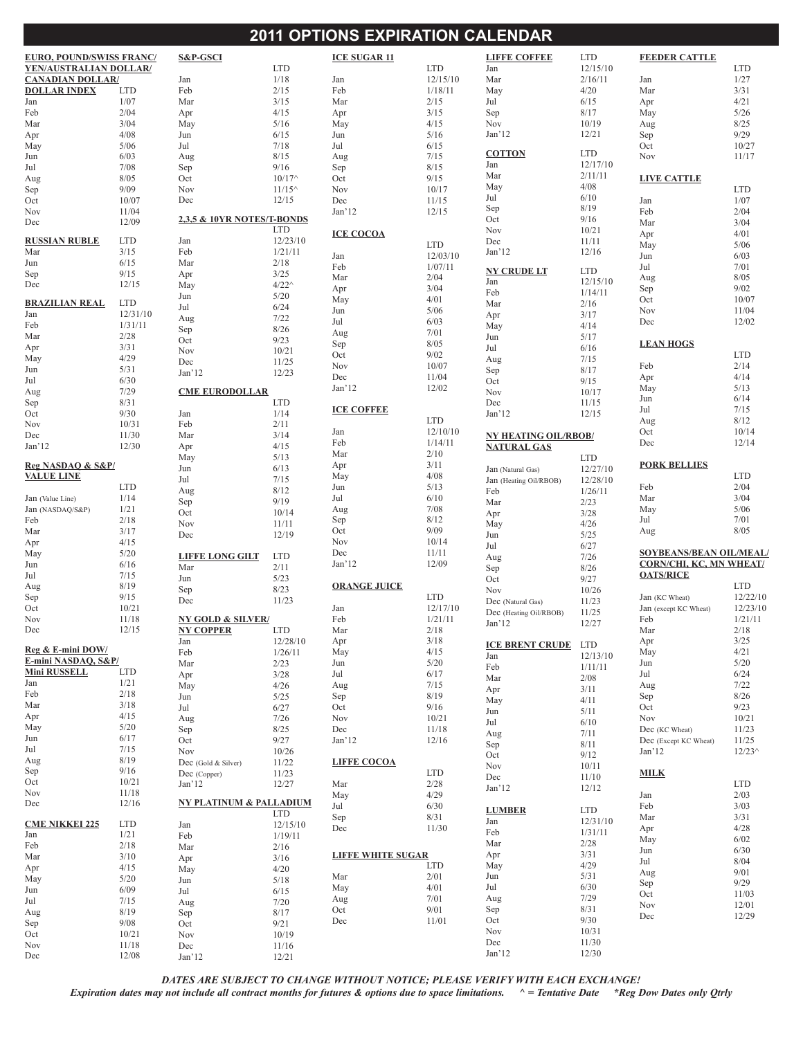# 2011 OPTIONS EXPIRATION CALENDAR

**EURO, POUND/SWISS FRANC/ YEN/AUSTRALIAN DOLLAR/ CANADIAN DOLLAR/ DOLLAR INDEX**

| | LTD |
|---|---|
| Jan | 1/07 |
| Feb | 2/04 |
| Mar | 3/04 |
| Apr | 4/08 |
| May | 5/06 |
| Jun | 6/03 |
| Jul | 7/08 |
| Aug | 8/05 |
| Sep | 9/09 |
| Oct | 10/07 |
| Nov | 11/04 |
| Dec | 12/09 |

**RUSSIAN RUBLE**

| | LTD |
|---|---|
| Mar | 3/15 |
| Jun | 6/15 |
| Sep | 9/15 |
| Dec | 12/15 |

**BRAZILIAN REAL**

| | LTD |
|---|---|
| Jan | 12/31/10 |
| Feb | 1/31/11 |
| Mar | 2/28 |
| Apr | 3/31 |
| May | 4/29 |
| Jun | 5/31 |
| Jul | 6/30 |
| Aug | 7/29 |
| Sep | 8/31 |
| Oct | 9/30 |
| Nov | 10/31 |
| Dec | 11/30 |
| Jan'12 | 12/30 |

**Reg NASDAQ & S&P/ VALUE LINE**

| | LTD |
|---|---|
| Jan (Value Line) | 1/14 |
| Jan (NASDAQ/S&P) | 1/21 |
| Feb | 2/18 |
| Mar | 3/17 |
| Apr | 4/15 |
| May | 5/20 |
| Jun | 6/16 |
| Jul | 7/15 |
| Aug | 8/19 |
| Sep | 9/15 |
| Oct | 10/21 |
| Nov | 11/18 |
| Dec | 12/15 |

**Reg & E-mini DOW/ E-mini NASDAQ, S&P/ Mini RUSSELL**

| | LTD |
|---|---|
| Jan | 1/21 |
| Feb | 2/18 |
| Mar | 3/18 |
| Apr | 4/15 |
| May | 5/20 |
| Jun | 6/17 |
| Jul | 7/15 |
| Aug | 8/19 |
| Sep | 9/16 |
| Oct | 10/21 |
| Nov | 11/18 |
| Dec | 12/16 |

**CME NIKKEI 225**

| | LTD |
|---|---|
| Jan | 1/21 |
| Feb | 2/18 |
| Mar | 3/10 |
| Apr | 4/15 |
| May | 5/20 |
| Jun | 6/09 |
| Jul | 7/15 |
| Aug | 8/19 |
| Sep | 9/08 |
| Oct | 10/21 |
| Nov | 11/18 |
| Dec | 12/08 |

**S&P-GSCI**

| | LTD |
|---|---|
| Jan | 1/18 |
| Feb | 2/15 |
| Mar | 3/15 |
| Apr | 4/15 |
| May | 5/16 |
| Jun | 6/15 |
| Jul | 7/18 |
| Aug | 8/15 |
| Sep | 9/16 |
| Oct | 10/17^ |
| Nov | 11/15^ |
| Dec | 12/15 |

**2,3,5 & 10YR NOTES/T-BONDS**

| | LTD |
|---|---|
| Jan | 12/23/10 |
| Feb | 1/21/11 |
| Mar | 2/18 |
| Apr | 3/25 |
| May | 4/22^ |
| Jun | 5/20 |
| Jul | 6/24 |
| Aug | 7/22 |
| Sep | 8/26 |
| Oct | 9/23 |
| Nov | 10/21 |
| Dec | 11/25 |
| Jan'12 | 12/23 |

**CME EURODOLLAR**

| | LTD |
|---|---|
| Jan | 1/14 |
| Feb | 2/11 |
| Mar | 3/14 |
| Apr | 4/15 |
| May | 5/13 |
| Jun | 6/13 |
| Jul | 7/15 |
| Aug | 8/12 |
| Sep | 9/19 |
| Oct | 10/14 |
| Nov | 11/11 |
| Dec | 12/19 |

**LIFFE LONG GILT**

| | LTD |
|---|---|
| Mar | 2/11 |
| Jun | 5/23 |
| Sep | 8/23 |
| Dec | 11/23 |

**NY GOLD & SILVER/ NY COPPER**

| | LTD |
|---|---|
| Jan | 12/28/10 |
| Feb | 1/26/11 |
| Mar | 2/23 |
| Apr | 3/28 |
| May | 4/26 |
| Jun | 5/25 |
| Jul | 6/27 |
| Aug | 7/26 |
| Sep | 8/25 |
| Oct | 9/27 |
| Nov | 10/26 |
| Dec (Gold & Silver) | 11/22 |
| Dec (Copper) | 11/23 |
| Jan'12 | 12/27 |

**NY PLATINUM & PALLADIUM**

| | LTD |
|---|---|
| Jan | 12/15/10 |
| Feb | 1/19/11 |
| Mar | 2/16 |
| Apr | 3/16 |
| May | 4/20 |
| Jun | 5/18 |
| Jul | 6/15 |
| Aug | 7/20 |
| Sep | 8/17 |
| Oct | 9/21 |
| Nov | 10/19 |
| Dec | 11/16 |
| Jan'12 | 12/21 |

**ICE SUGAR 11**

| | LTD |
|---|---|
| Jan | 12/15/10 |
| Feb | 1/18/11 |
| Mar | 2/15 |
| Apr | 3/15 |
| May | 4/15 |
| Jun | 5/16 |
| Jul | 6/15 |
| Aug | 7/15 |
| Sep | 8/15 |
| Oct | 9/15 |
| Nov | 10/17 |
| Dec | 11/15 |
| Jan'12 | 12/15 |

**ICE COCOA**

| | LTD |
|---|---|
| Jan | 12/03/10 |
| Feb | 1/07/11 |
| Mar | 2/04 |
| Apr | 3/04 |
| May | 4/01 |
| Jun | 5/06 |
| Jul | 6/03 |
| Aug | 7/01 |
| Sep | 8/05 |
| Oct | 9/02 |
| Nov | 10/07 |
| Dec | 11/04 |
| Jan'12 | 12/02 |

**ICE COFFEE**

| | LTD |
|---|---|
| Jan | 12/10/10 |
| Feb | 1/14/11 |
| Mar | 2/10 |
| Apr | 3/11 |
| May | 4/08 |
| Jun | 5/13 |
| Jul | 6/10 |
| Aug | 7/08 |
| Sep | 8/12 |
| Oct | 9/09 |
| Nov | 10/14 |
| Dec | 11/11 |
| Jan'12 | 12/09 |

**ORANGE JUICE**

| | LTD |
|---|---|
| Jan | 12/17/10 |
| Feb | 1/21/11 |
| Mar | 2/18 |
| Apr | 3/18 |
| May | 4/15 |
| Jun | 5/20 |
| Jul | 6/17 |
| Aug | 7/15 |
| Sep | 8/19 |
| Oct | 9/16 |
| Nov | 10/21 |
| Dec | 11/18 |
| Jan'12 | 12/16 |

**LIFFE COCOA**

| | LTD |
|---|---|
| Mar | 2/28 |
| May | 4/29 |
| Jul | 6/30 |
| Sep | 8/31 |
| Dec | 11/30 |

**LIFFE WHITE SUGAR**

| | LTD |
|---|---|
| Mar | 2/01 |
| May | 4/01 |
| Aug | 7/01 |
| Oct | 9/01 |
| Dec | 11/01 |

**LIFFE COFFEE**

| | LTD |
|---|---|
| Jan | 12/15/10 |
| Mar | 2/16/11 |
| May | 4/20 |
| Jul | 6/15 |
| Sep | 8/17 |
| Nov | 10/19 |
| Jan'12 | 12/21 |

**COTTON**

| | LTD |
|---|---|
| Jan | 12/17/10 |
| Mar | 2/11/11 |
| May | 4/08 |
| Jul | 6/10 |
| Sep | 8/19 |
| Oct | 9/16 |
| Nov | 10/21 |
| Dec | 11/11 |
| Jan'12 | 12/16 |

**NY CRUDE LT**

| | LTD |
|---|---|
| Jan | 12/15/10 |
| Feb | 1/14/11 |
| Mar | 2/16 |
| Apr | 3/17 |
| May | 4/14 |
| Jun | 5/17 |
| Jul | 6/16 |
| Aug | 7/15 |
| Sep | 8/17 |
| Oct | 9/15 |
| Nov | 10/17 |
| Dec | 11/15 |
| Jan'12 | 12/15 |

**NY HEATING OIL/RBOB/ NATURAL GAS**

| | LTD |
|---|---|
| Jan (Natural Gas) | 12/27/10 |
| Jan (Heating Oil/RBOB) | 12/28/10 |
| Feb | 1/26/11 |
| Mar | 2/23 |
| Apr | 3/28 |
| May | 4/26 |
| Jun | 5/25 |
| Jul | 6/27 |
| Aug | 7/26 |
| Sep | 8/26 |
| Oct | 9/27 |
| Nov | 10/26 |
| Dec (Natural Gas) | 11/23 |
| Dec (Heating Oil/RBOB) | 11/25 |
| Jan'12 | 12/27 |

**ICE BRENT CRUDE**

| | LTD |
|---|---|
| Jan | 12/13/10 |
| Feb | 1/11/11 |
| Mar | 2/08 |
| Apr | 3/11 |
| May | 4/11 |
| Jun | 5/11 |
| Jul | 6/10 |
| Aug | 7/11 |
| Sep | 8/11 |
| Oct | 9/12 |
| Nov | 10/11 |
| Dec | 11/10 |
| Jan'12 | 12/12 |

**LUMBER**

| | LTD |
|---|---|
| Jan | 12/31/10 |
| Feb | 1/31/11 |
| Mar | 2/28 |
| Apr | 3/31 |
| May | 4/29 |
| Jun | 5/31 |
| Jul | 6/30 |
| Aug | 7/29 |
| Sep | 8/31 |
| Oct | 9/30 |
| Nov | 10/31 |
| Dec | 11/30 |
| Jan'12 | 12/30 |

**FEEDER CATTLE**

| | LTD |
|---|---|
| Jan | 1/27 |
| Mar | 3/31 |
| Apr | 4/21 |
| May | 5/26 |
| Aug | 8/25 |
| Sep | 9/29 |
| Oct | 10/27 |
| Nov | 11/17 |

**LIVE CATTLE**

| | LTD |
|---|---|
| Jan | 1/07 |
| Feb | 2/04 |
| Mar | 3/04 |
| Apr | 4/01 |
| May | 5/06 |
| Jun | 6/03 |
| Jul | 7/01 |
| Aug | 8/05 |
| Sep | 9/02 |
| Oct | 10/07 |
| Nov | 11/04 |
| Dec | 12/02 |

**LEAN HOGS**

| | LTD |
|---|---|
| Feb | 2/14 |
| Apr | 4/14 |
| May | 5/13 |
| Jun | 6/14 |
| Jul | 7/15 |
| Aug | 8/12 |
| Oct | 10/14 |
| Dec | 12/14 |

**PORK BELLIES**

| | LTD |
|---|---|
| Feb | 2/04 |
| Mar | 3/04 |
| May | 5/06 |
| Jul | 7/01 |
| Aug | 8/05 |

**SOYBEANS/BEAN OIL/MEAL/ CORN/CHI, KC, MN WHEAT/ OATS/RICE**

| | LTD |
|---|---|
| Jan (KC Wheat) | 12/22/10 |
| Jan (except KC Wheat) | 12/23/10 |
| Feb | 1/21/11 |
| Mar | 2/18 |
| Apr | 3/25 |
| May | 4/21 |
| Jun | 5/20 |
| Jul | 6/24 |
| Aug | 7/22 |
| Sep | 8/26 |
| Oct | 9/23 |
| Nov | 10/21 |
| Dec (KC Wheat) | 11/23 |
| Dec (Except KC Wheat) | 11/25 |
| Jan'12 | 12/23^ |

**MILK**

| | LTD |
|---|---|
| Jan | 2/03 |
| Feb | 3/03 |
| Mar | 3/31 |
| Apr | 4/28 |
| May | 6/02 |
| Jun | 6/30 |
| Jul | 8/04 |
| Aug | 9/01 |
| Sep | 9/29 |
| Oct | 11/03 |
| Nov | 12/01 |
| Dec | 12/29 |

***DATES ARE SUBJECT TO CHANGE WITHOUT NOTICE; PLEASE VERIFY WITH EACH EXCHANGE!***

*Expiration dates may not include all contract months for futures & options due to space limitations. ^ = Tentative Date \*Reg Dow Dates only Qtrly*